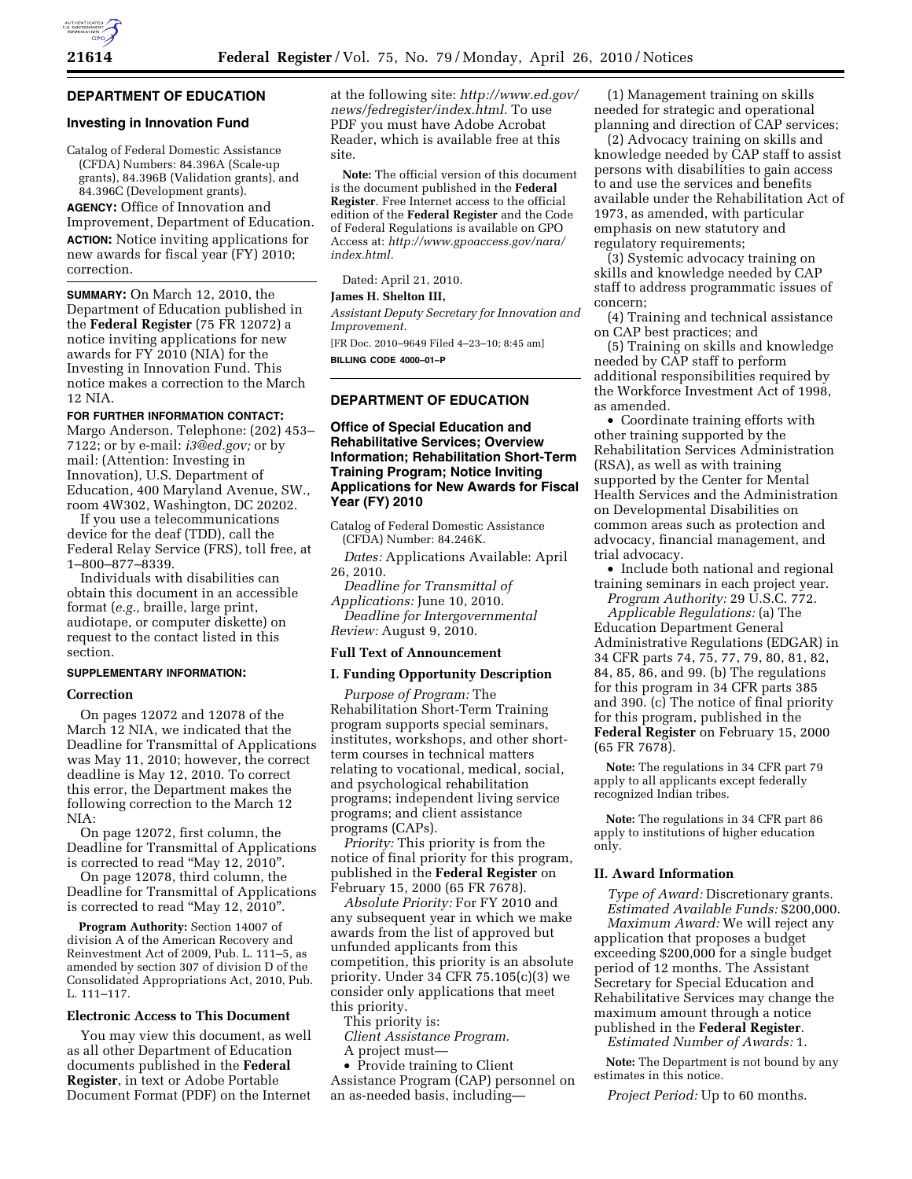## DEPARTMENT OF EDUCATION

### Investing in Innovation Fund

Catalog of Federal Domestic Assistance (CFDA) Numbers: 84.396A (Scale-up grants), 84.396B (Validation grants), and 84.396C (Development grants).

**AGENCY:** Office of Innovation and Improvement, Department of Education.

**ACTION:** Notice inviting applications for new awards for fiscal year (FY) 2010; correction.

**SUMMARY:** On March 12, 2010, the Department of Education published in the **Federal Register** (75 FR 12072) a notice inviting applications for new awards for FY 2010 (NIA) for the Investing in Innovation Fund. This notice makes a correction to the March 12 NIA.

**FOR FURTHER INFORMATION CONTACT:** Margo Anderson. Telephone: (202) 453–7122; or by e-mail: *i3@ed.gov;* or by mail: (Attention: Investing in Innovation), U.S. Department of Education, 400 Maryland Avenue, SW., room 4W302, Washington, DC 20202.

If you use a telecommunications device for the deaf (TDD), call the Federal Relay Service (FRS), toll free, at 1–800–877–8339.

Individuals with disabilities can obtain this document in an accessible format (*e.g.,* braille, large print, audiotape, or computer diskette) on request to the contact listed in this section.

**SUPPLEMENTARY INFORMATION:**

**Correction**

On pages 12072 and 12078 of the March 12 NIA, we indicated that the Deadline for Transmittal of Applications was May 11, 2010; however, the correct deadline is May 12, 2010. To correct this error, the Department makes the following correction to the March 12 NIA:

On page 12072, first column, the Deadline for Transmittal of Applications is corrected to read "May 12, 2010".

On page 12078, third column, the Deadline for Transmittal of Applications is corrected to read "May 12, 2010".

**Program Authority:** Section 14007 of division A of the American Recovery and Reinvestment Act of 2009, Pub. L. 111–5, as amended by section 307 of division D of the Consolidated Appropriations Act, 2010, Pub. L. 111–117.

**Electronic Access to This Document**

You may view this document, as well as all other Department of Education documents published in the **Federal Register**, in text or Adobe Portable Document Format (PDF) on the Internet at the following site: *http://www.ed.gov/news/fedregister/index.html.* To use PDF you must have Adobe Acrobat Reader, which is available free at this site.

**Note:** The official version of this document is the document published in the **Federal Register**. Free Internet access to the official edition of the **Federal Register** and the Code of Federal Regulations is available on GPO Access at: *http://www.gpoaccess.gov/nara/index.html.*

Dated: April 21, 2010.

**James H. Shelton III,**

*Assistant Deputy Secretary for Innovation and Improvement.*

[FR Doc. 2010–9649 Filed 4–23–10; 8:45 am]

**BILLING CODE 4000–01–P**

## DEPARTMENT OF EDUCATION

### Office of Special Education and Rehabilitative Services; Overview Information; Rehabilitation Short-Term Training Program; Notice Inviting Applications for New Awards for Fiscal Year (FY) 2010

Catalog of Federal Domestic Assistance (CFDA) Number: 84.246K.

*Dates:* Applications Available: April 26, 2010.

*Deadline for Transmittal of Applications:* June 10, 2010.

*Deadline for Intergovernmental Review:* August 9, 2010.

**Full Text of Announcement**

**I. Funding Opportunity Description**

*Purpose of Program:* The Rehabilitation Short-Term Training program supports special seminars, institutes, workshops, and other short-term courses in technical matters relating to vocational, medical, social, and psychological rehabilitation programs; independent living service programs; and client assistance programs (CAPs).

*Priority:* This priority is from the notice of final priority for this program, published in the **Federal Register** on February 15, 2000 (65 FR 7678).

*Absolute Priority:* For FY 2010 and any subsequent year in which we make awards from the list of approved but unfunded applicants from this competition, this priority is an absolute priority. Under 34 CFR 75.105(c)(3) we consider only applications that meet this priority.

This priority is:

*Client Assistance Program.*

A project must—

- Provide training to Client Assistance Program (CAP) personnel on an as-needed basis, including—

(1) Management training on skills needed for strategic and operational planning and direction of CAP services;

(2) Advocacy training on skills and knowledge needed by CAP staff to assist persons with disabilities to gain access to and use the services and benefits available under the Rehabilitation Act of 1973, as amended, with particular emphasis on new statutory and regulatory requirements;

(3) Systemic advocacy training on skills and knowledge needed by CAP staff to address programmatic issues of concern;

(4) Training and technical assistance on CAP best practices; and

(5) Training on skills and knowledge needed by CAP staff to perform additional responsibilities required by the Workforce Investment Act of 1998, as amended.

- Coordinate training efforts with other training supported by the Rehabilitation Services Administration (RSA), as well as with training supported by the Center for Mental Health Services and the Administration on Developmental Disabilities on common areas such as protection and advocacy, financial management, and trial advocacy.
- Include both national and regional training seminars in each project year.

*Program Authority:* 29 U.S.C. 772.

*Applicable Regulations:* (a) The Education Department General Administrative Regulations (EDGAR) in 34 CFR parts 74, 75, 77, 79, 80, 81, 82, 84, 85, 86, and 99. (b) The regulations for this program in 34 CFR parts 385 and 390. (c) The notice of final priority for this program, published in the **Federal Register** on February 15, 2000 (65 FR 7678).

**Note:** The regulations in 34 CFR part 79 apply to all applicants except federally recognized Indian tribes.

**Note:** The regulations in 34 CFR part 86 apply to institutions of higher education only.

**II. Award Information**

*Type of Award:* Discretionary grants.

*Estimated Available Funds:* $200,000.

*Maximum Award:* We will reject any application that proposes a budget exceeding $200,000 for a single budget period of 12 months. The Assistant Secretary for Special Education and Rehabilitative Services may change the maximum amount through a notice published in the **Federal Register**.

*Estimated Number of Awards:* 1.

**Note:** The Department is not bound by any estimates in this notice.

*Project Period:* Up to 60 months.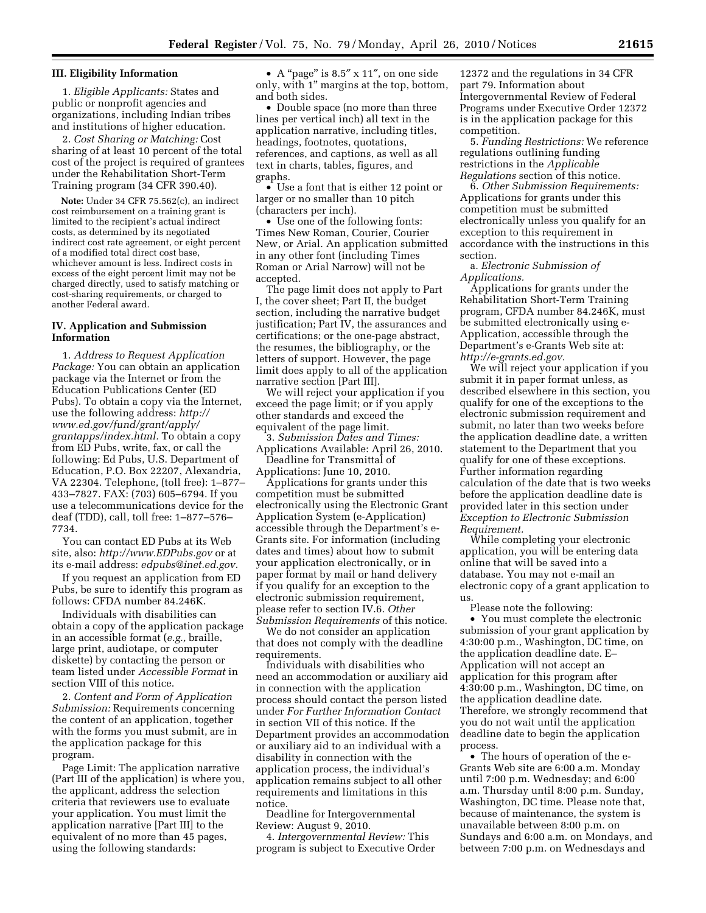### III. Eligibility Information

1. *Eligible Applicants:* States and public or nonprofit agencies and organizations, including Indian tribes and institutions of higher education.

2. *Cost Sharing or Matching:* Cost sharing of at least 10 percent of the total cost of the project is required of grantees under the Rehabilitation Short-Term Training program (34 CFR 390.40).

**Note:** Under 34 CFR 75.562(c), an indirect cost reimbursement on a training grant is limited to the recipient's actual indirect costs, as determined by its negotiated indirect cost rate agreement, or eight percent of a modified total direct cost base, whichever amount is less. Indirect costs in excess of the eight percent limit may not be charged directly, used to satisfy matching or cost-sharing requirements, or charged to another Federal award.

### IV. Application and Submission Information

1. *Address to Request Application Package:* You can obtain an application package via the Internet or from the Education Publications Center (ED Pubs). To obtain a copy via the Internet, use the following address: *http://www.ed.gov/fund/grant/apply/grantapps/index.html.* To obtain a copy from ED Pubs, write, fax, or call the following: Ed Pubs, U.S. Department of Education, P.O. Box 22207, Alexandria, VA 22304. Telephone, (toll free): 1–877–433–7827. FAX: (703) 605–6794. If you use a telecommunications device for the deaf (TDD), call, toll free: 1–877–576–7734.

You can contact ED Pubs at its Web site, also: *http://www.EDPubs.gov* or at its e-mail address: *edpubs@inet.ed.gov.*

If you request an application from ED Pubs, be sure to identify this program as follows: CFDA number 84.246K.

Individuals with disabilities can obtain a copy of the application package in an accessible format (*e.g.,* braille, large print, audiotape, or computer diskette) by contacting the person or team listed under *Accessible Format* in section VIII of this notice.

2. *Content and Form of Application Submission:* Requirements concerning the content of an application, together with the forms you must submit, are in the application package for this program.

Page Limit: The application narrative (Part III of the application) is where you, the applicant, address the selection criteria that reviewers use to evaluate your application. You must limit the application narrative [Part III] to the equivalent of no more than 45 pages, using the following standards:

- A "page" is 8.5″ x 11″, on one side only, with 1″ margins at the top, bottom, and both sides.
- Double space (no more than three lines per vertical inch) all text in the application narrative, including titles, headings, footnotes, quotations, references, and captions, as well as all text in charts, tables, figures, and graphs.
- Use a font that is either 12 point or larger or no smaller than 10 pitch (characters per inch).
- Use one of the following fonts: Times New Roman, Courier, Courier New, or Arial. An application submitted in any other font (including Times Roman or Arial Narrow) will not be accepted.

The page limit does not apply to Part I, the cover sheet; Part II, the budget section, including the narrative budget justification; Part IV, the assurances and certifications; or the one-page abstract, the resumes, the bibliography, or the letters of support. However, the page limit does apply to all of the application narrative section [Part III].

We will reject your application if you exceed the page limit; or if you apply other standards and exceed the equivalent of the page limit.

3. *Submission Dates and Times:* Applications Available: April 26, 2010.

Deadline for Transmittal of Applications: June 10, 2010.

Applications for grants under this competition must be submitted electronically using the Electronic Grant Application System (e-Application) accessible through the Department's e-Grants site. For information (including dates and times) about how to submit your application electronically, or in paper format by mail or hand delivery if you qualify for an exception to the electronic submission requirement, please refer to section IV.6. *Other Submission Requirements* of this notice.

We do not consider an application that does not comply with the deadline requirements.

Individuals with disabilities who need an accommodation or auxiliary aid in connection with the application process should contact the person listed under *For Further Information Contact* in section VII of this notice. If the Department provides an accommodation or auxiliary aid to an individual with a disability in connection with the application process, the individual's application remains subject to all other requirements and limitations in this notice.

Deadline for Intergovernmental Review: August 9, 2010.

4. *Intergovernmental Review:* This program is subject to Executive Order 12372 and the regulations in 34 CFR part 79. Information about Intergovernmental Review of Federal Programs under Executive Order 12372 is in the application package for this competition.

5. *Funding Restrictions:* We reference regulations outlining funding restrictions in the *Applicable Regulations* section of this notice.

6. *Other Submission Requirements:* Applications for grants under this competition must be submitted electronically unless you qualify for an exception to this requirement in accordance with the instructions in this section.

a. *Electronic Submission of Applications.*

Applications for grants under the Rehabilitation Short-Term Training program, CFDA number 84.246K, must be submitted electronically using e-Application, accessible through the Department's e-Grants Web site at: *http://e-grants.ed.gov.*

We will reject your application if you submit it in paper format unless, as described elsewhere in this section, you qualify for one of the exceptions to the electronic submission requirement and submit, no later than two weeks before the application deadline date, a written statement to the Department that you qualify for one of these exceptions. Further information regarding calculation of the date that is two weeks before the application deadline date is provided later in this section under *Exception to Electronic Submission Requirement.*

While completing your electronic application, you will be entering data online that will be saved into a database. You may not e-mail an electronic copy of a grant application to us.

Please note the following:

- You must complete the electronic submission of your grant application by 4:30:00 p.m., Washington, DC time, on the application deadline date. E–Application will not accept an application for this program after 4:30:00 p.m., Washington, DC time, on the application deadline date. Therefore, we strongly recommend that you do not wait until the application deadline date to begin the application process.
- The hours of operation of the e-Grants Web site are 6:00 a.m. Monday until 7:00 p.m. Wednesday; and 6:00 a.m. Thursday until 8:00 p.m. Sunday, Washington, DC time. Please note that, because of maintenance, the system is unavailable between 8:00 p.m. on Sundays and 6:00 a.m. on Mondays, and between 7:00 p.m. on Wednesdays and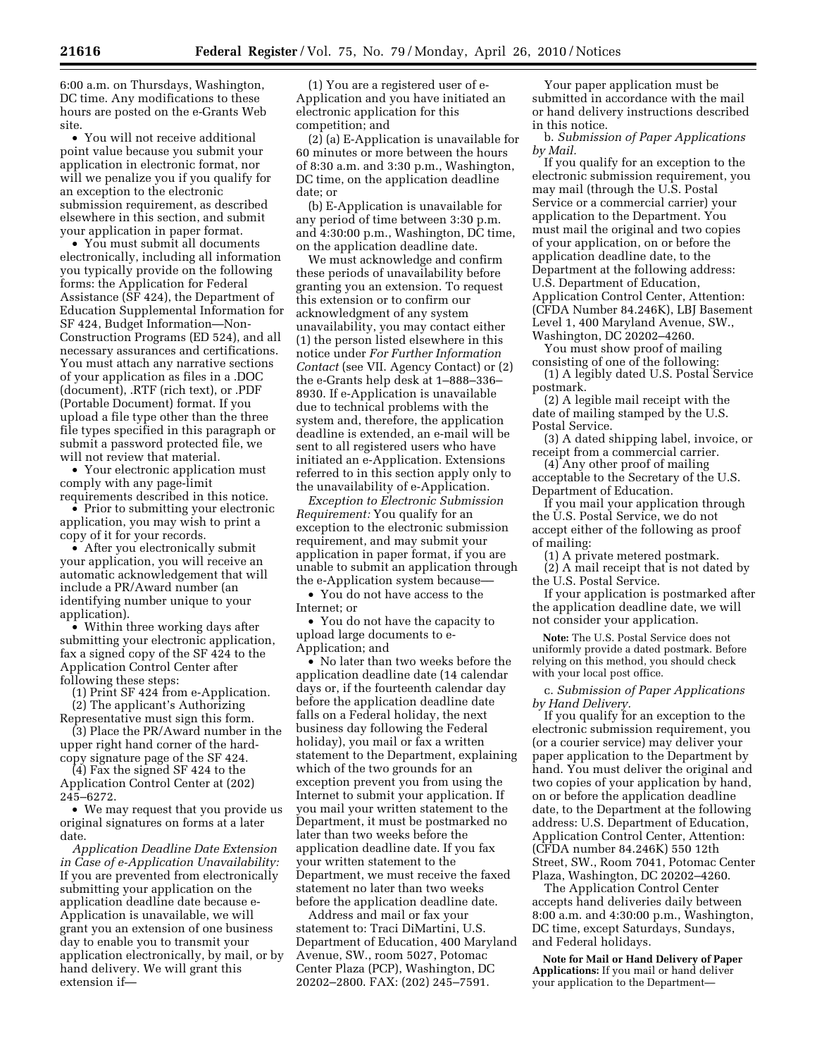6:00 a.m. on Thursdays, Washington, DC time. Any modifications to these hours are posted on the e-Grants Web site.

- You will not receive additional point value because you submit your application in electronic format, nor will we penalize you if you qualify for an exception to the electronic submission requirement, as described elsewhere in this section, and submit your application in paper format.
- You must submit all documents electronically, including all information you typically provide on the following forms: the Application for Federal Assistance (SF 424), the Department of Education Supplemental Information for SF 424, Budget Information—Non-Construction Programs (ED 524), and all necessary assurances and certifications. You must attach any narrative sections of your application as files in a .DOC (document), .RTF (rich text), or .PDF (Portable Document) format. If you upload a file type other than the three file types specified in this paragraph or submit a password protected file, we will not review that material.
- Your electronic application must comply with any page-limit requirements described in this notice.
- Prior to submitting your electronic application, you may wish to print a copy of it for your records.
- After you electronically submit your application, you will receive an automatic acknowledgement that will include a PR/Award number (an identifying number unique to your application).
- Within three working days after submitting your electronic application, fax a signed copy of the SF 424 to the Application Control Center after following these steps:

(1) Print SF 424 from e-Application.

(2) The applicant's Authorizing Representative must sign this form.

(3) Place the PR/Award number in the upper right hand corner of the hard-copy signature page of the SF 424.

(4) Fax the signed SF 424 to the Application Control Center at (202) 245–6272.

- We may request that you provide us original signatures on forms at a later date.

*Application Deadline Date Extension in Case of e-Application Unavailability:* If you are prevented from electronically submitting your application on the application deadline date because e-Application is unavailable, we will grant you an extension of one business day to enable you to transmit your application electronically, by mail, or by hand delivery. We will grant this extension if—

(1) You are a registered user of e-Application and you have initiated an electronic application for this competition; and

(2) (a) E-Application is unavailable for 60 minutes or more between the hours of 8:30 a.m. and 3:30 p.m., Washington, DC time, on the application deadline date; or

(b) E-Application is unavailable for any period of time between 3:30 p.m. and 4:30:00 p.m., Washington, DC time, on the application deadline date.

We must acknowledge and confirm these periods of unavailability before granting you an extension. To request this extension or to confirm our acknowledgment of any system unavailability, you may contact either (1) the person listed elsewhere in this notice under *For Further Information Contact* (see VII. Agency Contact) or (2) the e-Grants help desk at 1–888–336–8930. If e-Application is unavailable due to technical problems with the system and, therefore, the application deadline is extended, an e-mail will be sent to all registered users who have initiated an e-Application. Extensions referred to in this section apply only to the unavailability of e-Application.

*Exception to Electronic Submission Requirement:* You qualify for an exception to the electronic submission requirement, and may submit your application in paper format, if you are unable to submit an application through the e-Application system because—

- You do not have access to the Internet; or
- You do not have the capacity to upload large documents to e-Application; and
- No later than two weeks before the application deadline date (14 calendar days or, if the fourteenth calendar day before the application deadline date falls on a Federal holiday, the next business day following the Federal holiday), you mail or fax a written statement to the Department, explaining which of the two grounds for an exception prevent you from using the Internet to submit your application. If you mail your written statement to the Department, it must be postmarked no later than two weeks before the application deadline date. If you fax your written statement to the Department, we must receive the faxed statement no later than two weeks before the application deadline date.

Address and mail or fax your statement to: Traci DiMartini, U.S. Department of Education, 400 Maryland Avenue, SW., room 5027, Potomac Center Plaza (PCP), Washington, DC 20202–2800. FAX: (202) 245–7591.

Your paper application must be submitted in accordance with the mail or hand delivery instructions described in this notice.

b. *Submission of Paper Applications by Mail.*

If you qualify for an exception to the electronic submission requirement, you may mail (through the U.S. Postal Service or a commercial carrier) your application to the Department. You must mail the original and two copies of your application, on or before the application deadline date, to the Department at the following address: U.S. Department of Education, Application Control Center, Attention: (CFDA Number 84.246K), LBJ Basement Level 1, 400 Maryland Avenue, SW., Washington, DC 20202–4260.

You must show proof of mailing consisting of one of the following:

(1) A legibly dated U.S. Postal Service postmark.

(2) A legible mail receipt with the date of mailing stamped by the U.S. Postal Service.

(3) A dated shipping label, invoice, or receipt from a commercial carrier.

(4) Any other proof of mailing acceptable to the Secretary of the U.S. Department of Education.

If you mail your application through the U.S. Postal Service, we do not accept either of the following as proof of mailing:

(1) A private metered postmark.

(2) A mail receipt that is not dated by the U.S. Postal Service.

If your application is postmarked after the application deadline date, we will not consider your application.

**Note:** The U.S. Postal Service does not uniformly provide a dated postmark. Before relying on this method, you should check with your local post office.

c. *Submission of Paper Applications by Hand Delivery.*

If you qualify for an exception to the electronic submission requirement, you (or a courier service) may deliver your paper application to the Department by hand. You must deliver the original and two copies of your application by hand, on or before the application deadline date, to the Department at the following address: U.S. Department of Education, Application Control Center, Attention: (CFDA number 84.246K) 550 12th Street, SW., Room 7041, Potomac Center Plaza, Washington, DC 20202–4260.

The Application Control Center accepts hand deliveries daily between 8:00 a.m. and 4:30:00 p.m., Washington, DC time, except Saturdays, Sundays, and Federal holidays.

**Note for Mail or Hand Delivery of Paper Applications:** If you mail or hand deliver your application to the Department—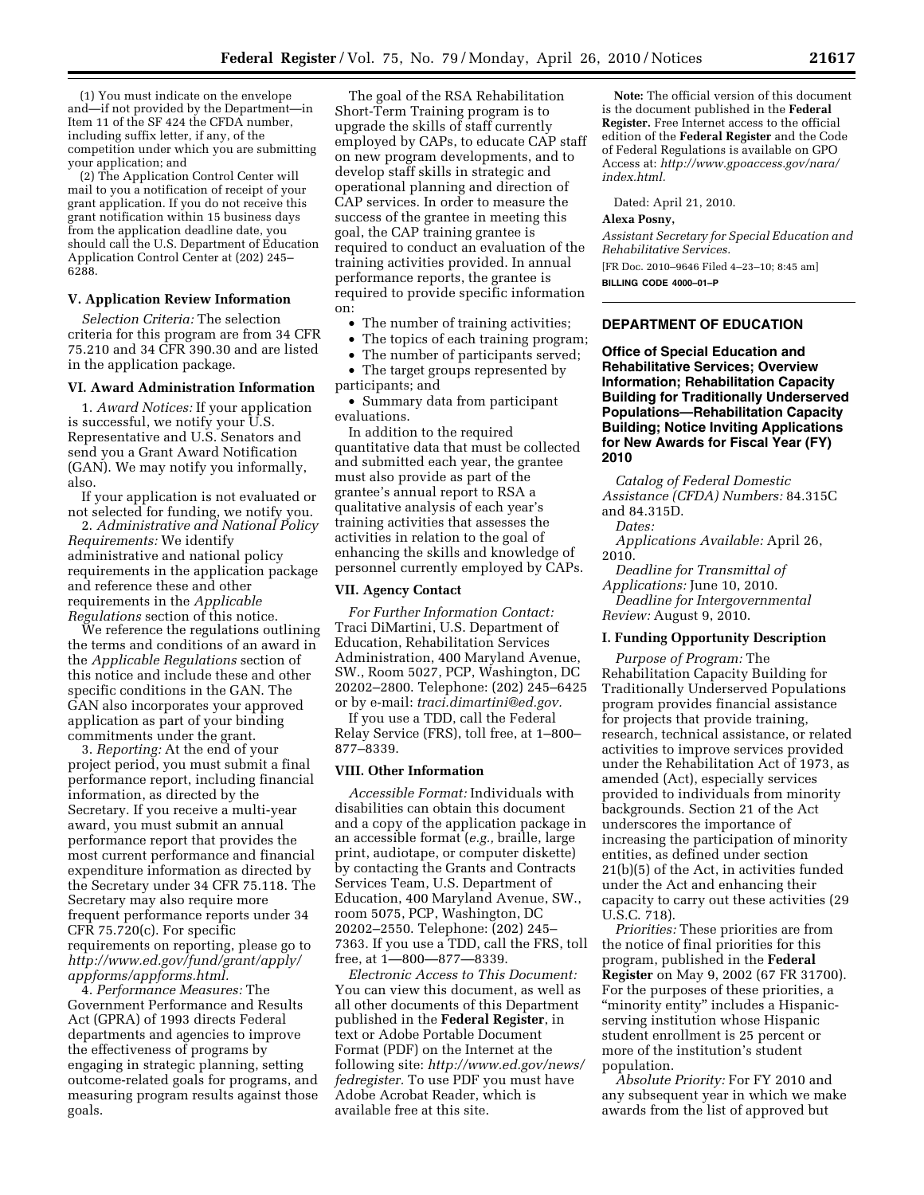(1) You must indicate on the envelope and—if not provided by the Department—in Item 11 of the SF 424 the CFDA number, including suffix letter, if any, of the competition under which you are submitting your application; and

(2) The Application Control Center will mail to you a notification of receipt of your grant application. If you do not receive this grant notification within 15 business days from the application deadline date, you should call the U.S. Department of Education Application Control Center at (202) 245–6288.

### V. Application Review Information

*Selection Criteria:* The selection criteria for this program are from 34 CFR 75.210 and 34 CFR 390.30 and are listed in the application package.

### VI. Award Administration Information

1. *Award Notices:* If your application is successful, we notify your U.S. Representative and U.S. Senators and send you a Grant Award Notification (GAN). We may notify you informally, also.

If your application is not evaluated or not selected for funding, we notify you.

2. *Administrative and National Policy Requirements:* We identify administrative and national policy requirements in the application package and reference these and other requirements in the *Applicable Regulations* section of this notice.

We reference the regulations outlining the terms and conditions of an award in the *Applicable Regulations* section of this notice and include these and other specific conditions in the GAN. The GAN also incorporates your approved application as part of your binding commitments under the grant.

3. *Reporting:* At the end of your project period, you must submit a final performance report, including financial information, as directed by the Secretary. If you receive a multi-year award, you must submit an annual performance report that provides the most current performance and financial expenditure information as directed by the Secretary under 34 CFR 75.118. The Secretary may also require more frequent performance reports under 34 CFR 75.720(c). For specific requirements on reporting, please go to *http://www.ed.gov/fund/grant/apply/appforms/appforms.html.*

4. *Performance Measures:* The Government Performance and Results Act (GPRA) of 1993 directs Federal departments and agencies to improve the effectiveness of programs by engaging in strategic planning, setting outcome-related goals for programs, and measuring program results against those goals.

The goal of the RSA Rehabilitation Short-Term Training program is to upgrade the skills of staff currently employed by CAPs, to educate CAP staff on new program developments, and to develop staff skills in strategic and operational planning and direction of CAP services. In order to measure the success of the grantee in meeting this goal, the CAP training grantee is required to conduct an evaluation of the training activities provided. In annual performance reports, the grantee is required to provide specific information on:

- The number of training activities;
- The topics of each training program;
- The number of participants served;
- The target groups represented by participants; and
- Summary data from participant evaluations.

In addition to the required quantitative data that must be collected and submitted each year, the grantee must also provide as part of the grantee's annual report to RSA a qualitative analysis of each year's training activities that assesses the activities in relation to the goal of enhancing the skills and knowledge of personnel currently employed by CAPs.

### VII. Agency Contact

*For Further Information Contact:* Traci DiMartini, U.S. Department of Education, Rehabilitation Services Administration, 400 Maryland Avenue, SW., Room 5027, PCP, Washington, DC 20202–2800. Telephone: (202) 245–6425 or by e-mail: *traci.dimartini@ed.gov.*

If you use a TDD, call the Federal Relay Service (FRS), toll free, at 1–800–877–8339.

### VIII. Other Information

*Accessible Format:* Individuals with disabilities can obtain this document and a copy of the application package in an accessible format (*e.g.,* braille, large print, audiotape, or computer diskette) by contacting the Grants and Contracts Services Team, U.S. Department of Education, 400 Maryland Avenue, SW., room 5075, PCP, Washington, DC 20202–2550. Telephone: (202) 245–7363. If you use a TDD, call the FRS, toll free, at 1—800—877—8339.

*Electronic Access to This Document:* You can view this document, as well as all other documents of this Department published in the **Federal Register**, in text or Adobe Portable Document Format (PDF) on the Internet at the following site: *http://www.ed.gov/news/fedregister.* To use PDF you must have Adobe Acrobat Reader, which is available free at this site.

**Note:** The official version of this document is the document published in the **Federal Register.** Free Internet access to the official edition of the **Federal Register** and the Code of Federal Regulations is available on GPO Access at: *http://www.gpoaccess.gov/nara/index.html.*

Dated: April 21, 2010.

**Alexa Posny,**

*Assistant Secretary for Special Education and Rehabilitative Services.*

[FR Doc. 2010–9646 Filed 4–23–10; 8:45 am]

**BILLING CODE 4000–01–P**

---

## DEPARTMENT OF EDUCATION

### Office of Special Education and Rehabilitative Services; Overview Information; Rehabilitation Capacity Building for Traditionally Underserved Populations—Rehabilitation Capacity Building; Notice Inviting Applications for New Awards for Fiscal Year (FY) 2010

*Catalog of Federal Domestic Assistance (CFDA) Numbers:* 84.315C and 84.315D.

*Dates:*

*Applications Available:* April 26, 2010.

*Deadline for Transmittal of Applications:* June 10, 2010.

*Deadline for Intergovernmental Review:* August 9, 2010.

### I. Funding Opportunity Description

*Purpose of Program:* The Rehabilitation Capacity Building for Traditionally Underserved Populations program provides financial assistance for projects that provide training, research, technical assistance, or related activities to improve services provided under the Rehabilitation Act of 1973, as amended (Act), especially services provided to individuals from minority backgrounds. Section 21 of the Act underscores the importance of increasing the participation of minority entities, as defined under section 21(b)(5) of the Act, in activities funded under the Act and enhancing their capacity to carry out these activities (29 U.S.C. 718).

*Priorities:* These priorities are from the notice of final priorities for this program, published in the **Federal Register** on May 9, 2002 (67 FR 31700). For the purposes of these priorities, a "minority entity" includes a Hispanic-serving institution whose Hispanic student enrollment is 25 percent or more of the institution's student population.

*Absolute Priority:* For FY 2010 and any subsequent year in which we make awards from the list of approved but